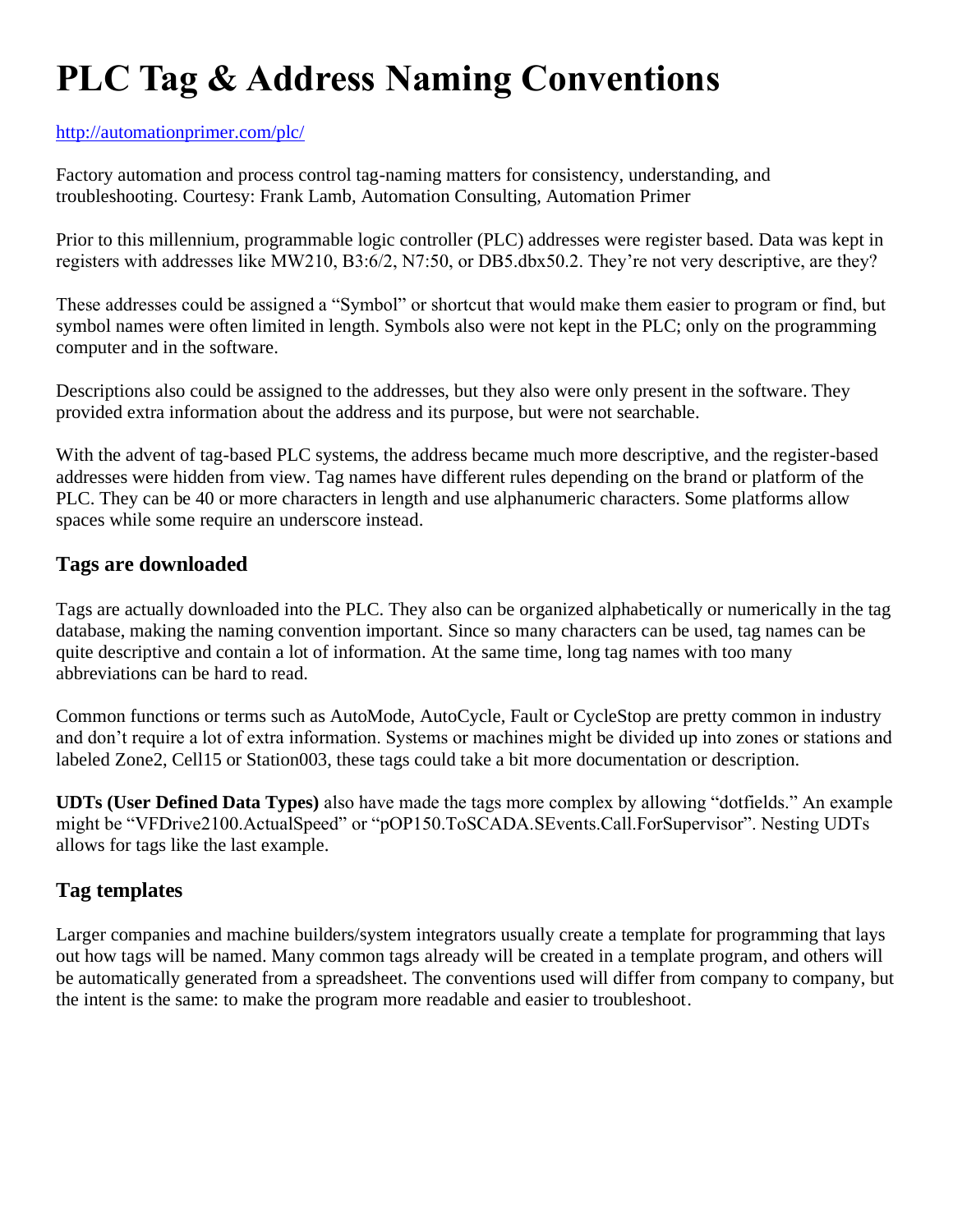# PLC Tag & Address Naming Conventions

http://automationprimer.com/plc/

Factory automation and process control tag-naming matters for consistency, understanding, and troubleshooting. Courtesy: Frank Lamb, Automation Consulting, Automation Primer

Prior to this millennium, programmable logic controller (PLC) addresses were register based. Data was kept in registers with addresses like MW210, B3:6/2, N7:50, or DB5.dbx50.2. They're not very descriptive, are they?

These addresses could be assigned a "Symbol" or shortcut that would make them easier to program or find, but symbol names were often limited in length. Symbols also were not kept in the PLC; only on the programming computer and in the software.

Descriptions also could be assigned to the addresses, but they also were only present in the software. They provided extra information about the address and its purpose, but were not searchable.

With the advent of tag-based PLC systems, the address became much more descriptive, and the register-based addresses were hidden from view. Tag names have different rules depending on the brand or platform of the PLC. They can be 40 or more characters in length and use alphanumeric characters. Some platforms allow spaces while some require an underscore instead.

## Tags are downloaded

Tags are actually downloaded into the PLC. They also can be organized alphabetically or numerically in the tag database, making the naming convention important. Since so many characters can be used, tag names can be quite descriptive and contain a lot of information. At the same time, long tag names with too many abbreviations can be hard to read.

Common functions or terms such as AutoMode, AutoCycle, Fault or CycleStop are pretty common in industry and don't require a lot of extra information. Systems or machines might be divided up into zones or stations and labeled Zone2, Cell15 or Station003, these tags could take a bit more documentation or description.

**UDTs (User Defined Data Types)** also have made the tags more complex by allowing "dotfields." An example might be "VFDrive2100.ActualSpeed" or "pOP150.ToSCADA.SEvents.Call.ForSupervisor". Nesting UDTs allows for tags like the last example.

## Tag templates

Larger companies and machine builders/system integrators usually create a template for programming that lays out how tags will be named. Many common tags already will be created in a template program, and others will be automatically generated from a spreadsheet. The conventions used will differ from company to company, but the intent is the same: to make the program more readable and easier to troubleshoot.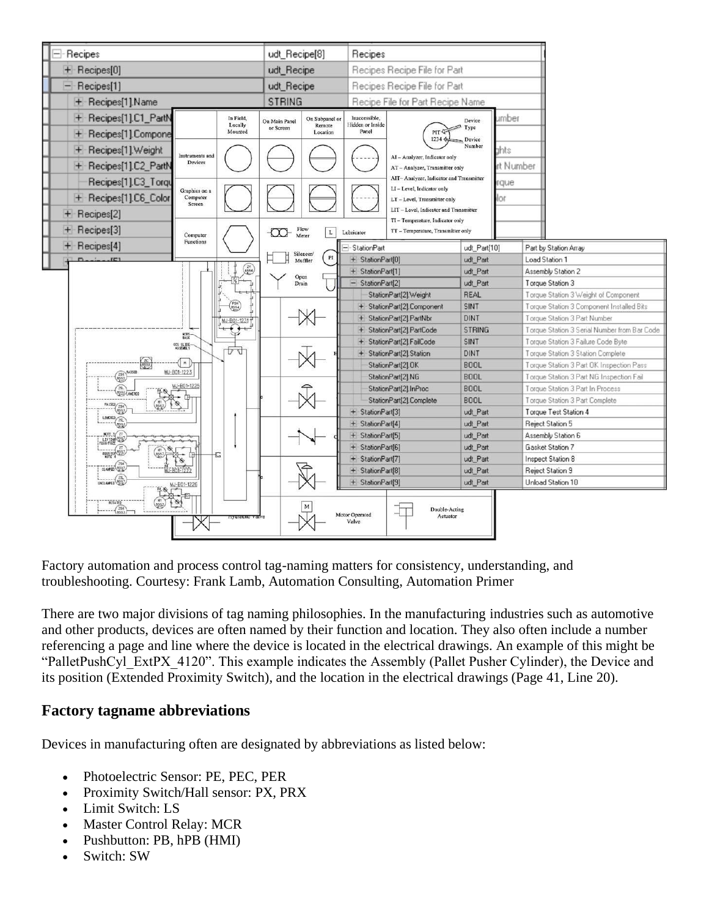Factory automation and process control tag-naming matters for consistency, understanding, and troubleshooting. Courtesy: Frank Lamb, Automation Consulting, Automation Primer

There are two major divisions of tag naming philosophies. In the manufacturing industries such as automotive and other products, devices are often named by their function and location. They also often include a number referencing a page and line where the device is located in the electrical drawings. An example of this might be "PalletPushCyl_ExtPX_4120". This example indicates the Assembly (Pallet Pusher Cylinder), the Device and its position (Extended Proximity Switch), and the location in the electrical drawings (Page 41, Line 20).

## Factory tagname abbreviations

Devices in manufacturing often are designated by abbreviations as listed below:

- Photoelectric Sensor: PE, PEC, PER
- Proximity Switch/Hall sensor: PX, PRX
- Limit Switch: LS
- Master Control Relay: MCR
- Pushbutton: PB, hPB (HMI)
- Switch: SW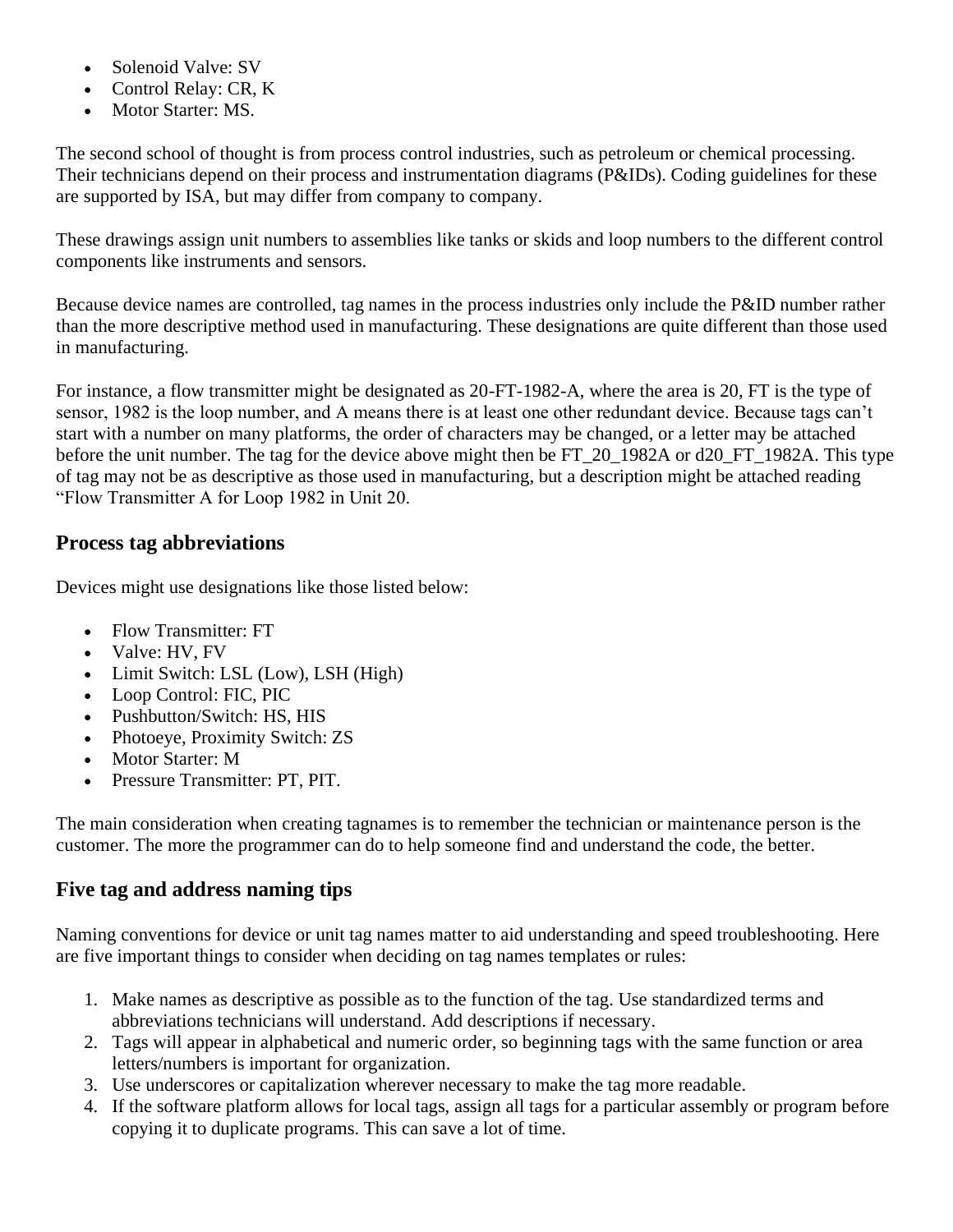- Solenoid Valve: SV
- Control Relay: CR, K
- Motor Starter: MS.

The second school of thought is from process control industries, such as petroleum or chemical processing. Their technicians depend on their process and instrumentation diagrams (P&IDs). Coding guidelines for these are supported by ISA, but may differ from company to company.

These drawings assign unit numbers to assemblies like tanks or skids and loop numbers to the different control components like instruments and sensors.

Because device names are controlled, tag names in the process industries only include the P&ID number rather than the more descriptive method used in manufacturing. These designations are quite different than those used in manufacturing.

For instance, a flow transmitter might be designated as 20-FT-1982-A, where the area is 20, FT is the type of sensor, 1982 is the loop number, and A means there is at least one other redundant device. Because tags can't start with a number on many platforms, the order of characters may be changed, or a letter may be attached before the unit number. The tag for the device above might then be FT_20_1982A or d20_FT_1982A. This type of tag may not be as descriptive as those used in manufacturing, but a description might be attached reading "Flow Transmitter A for Loop 1982 in Unit 20.

## Process tag abbreviations

Devices might use designations like those listed below:

- Flow Transmitter: FT
- Valve: HV, FV
- Limit Switch: LSL (Low), LSH (High)
- Loop Control: FIC, PIC
- Pushbutton/Switch: HS, HIS
- Photoeye, Proximity Switch: ZS
- Motor Starter: M
- Pressure Transmitter: PT, PIT.

The main consideration when creating tagnames is to remember the technician or maintenance person is the customer. The more the programmer can do to help someone find and understand the code, the better.

## Five tag and address naming tips

Naming conventions for device or unit tag names matter to aid understanding and speed troubleshooting. Here are five important things to consider when deciding on tag names templates or rules:

1. Make names as descriptive as possible as to the function of the tag. Use standardized terms and abbreviations technicians will understand. Add descriptions if necessary.
2. Tags will appear in alphabetical and numeric order, so beginning tags with the same function or area letters/numbers is important for organization.
3. Use underscores or capitalization wherever necessary to make the tag more readable.
4. If the software platform allows for local tags, assign all tags for a particular assembly or program before copying it to duplicate programs. This can save a lot of time.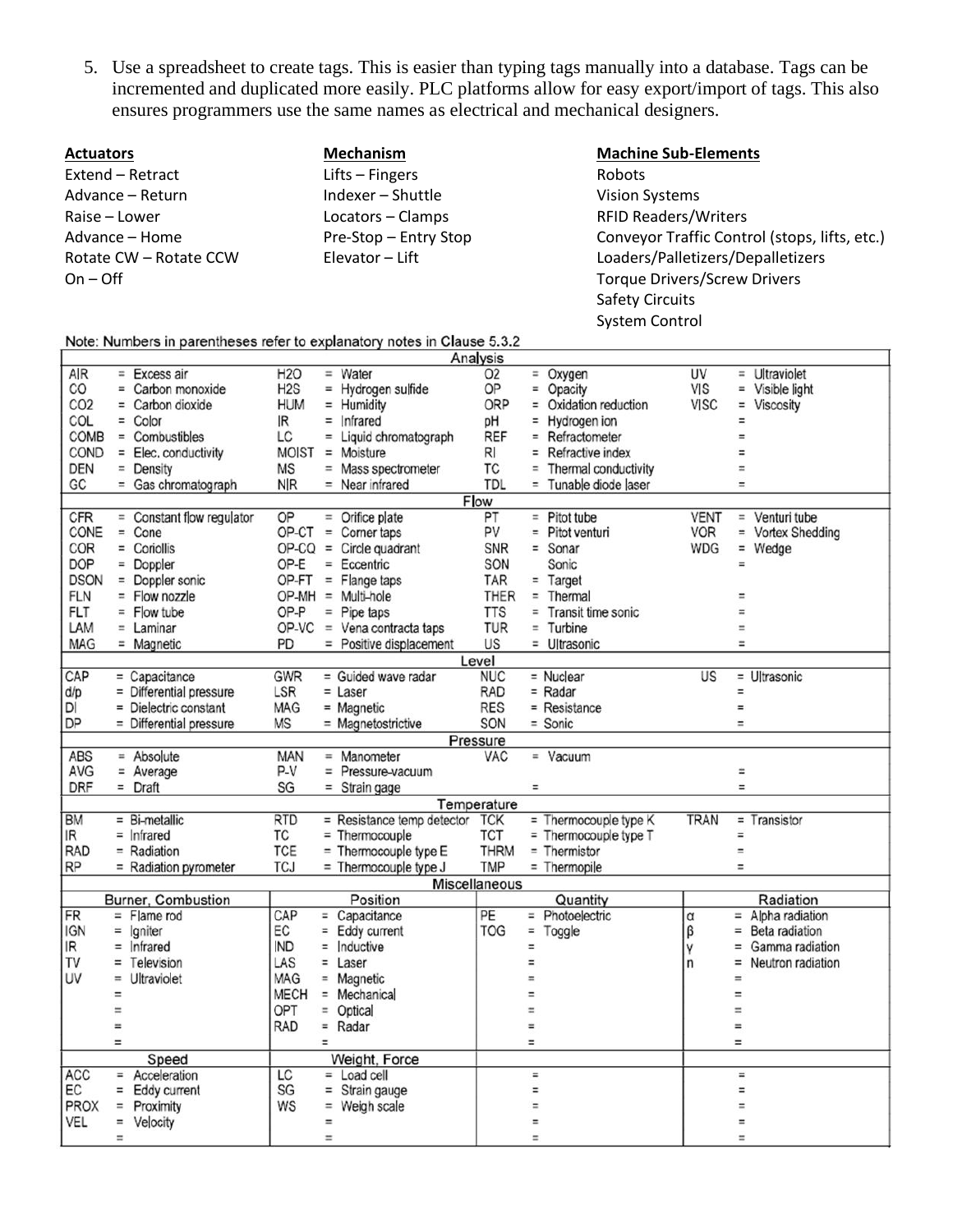5. Use a spreadsheet to create tags. This is easier than typing tags manually into a database. Tags can be incremented and duplicated more easily. PLC platforms allow for easy export/import of tags. This also ensures programmers use the same names as electrical and mechanical designers.

| **Actuators** | **Mechanism** | **Machine Sub-Elements** |
|---|---|---|
| Extend – Retract | Lifts – Fingers | Robots |
| Advance – Return | Indexer – Shuttle | Vision Systems |
| Raise – Lower | Locators – Clamps | RFID Readers/Writers |
| Advance – Home | Pre-Stop – Entry Stop | Conveyor Traffic Control (stops, lifts, etc.) |
| Rotate CW – Rotate CCW | Elevator – Lift | Loaders/Palletizers/Depalletizers |
| On – Off | | Torque Drivers/Screw Drivers |
| | | Safety Circuits |
| | | System Control |

Note: Numbers in parentheses refer to explanatory notes in Clause 5.3.2

**Analysis**

| | | | | | | | |
|---|---|---|---|---|---|---|---|
| AIR | = Excess air | H2O | = Water | O2 | = Oxygen | UV | = Ultraviolet |
| CO | = Carbon monoxide | H2S | = Hydrogen sulfide | OP | = Opacity | VIS | = Visible light |
| CO2 | = Carbon dioxide | HUM | = Humidity | ORP | = Oxidation reduction | VISC | = Viscosity |
| COL | = Color | IR | = Infrared | pH | = Hydrogen ion | | = |
| COMB | = Combustibles | LC | = Liquid chromatograph | REF | = Refractometer | | = |
| COND | = Elec. conductivity | MOIST | = Moisture | RI | = Refractive index | | = |
| DEN | = Density | MS | = Mass spectrometer | TC | = Thermal conductivity | | = |
| GC | = Gas chromatograph | NIR | = Near infrared | TDL | = Tunable diode laser | | = |

**Flow**

| | | | | | | | |
|---|---|---|---|---|---|---|---|
| CFR | = Constant flow regulator | OP | = Orifice plate | PT | = Pitot tube | VENT | = Venturi tube |
| CONE | = Cone | OP-CT | = Corner taps | PV | = Pitot venturi | VOR | = Vortex Shedding |
| COR | = Coriollis | OP-CQ | = Circle quadrant | SNR | = Sonar | WDG | = Wedge |
| DOP | = Doppler | OP-E | = Eccentric | SON | Sonic | | = |
| DSON | = Doppler sonic | OP-FT | = Flange taps | TAR | = Target | | |
| FLN | = Flow nozzle | OP-MH | = Multi-hole | THER | = Thermal | | = |
| FLT | = Flow tube | OP-P | = Pipe taps | TTS | = Transit time sonic | | = |
| LAM | = Laminar | OP-VC | = Vena contracta taps | TUR | = Turbine | | = |
| MAG | = Magnetic | PD | = Positive displacement | US | = Ultrasonic | | = |

**Level**

| | | | | | | | |
|---|---|---|---|---|---|---|---|
| CAP | = Capacitance | GWR | = Guided wave radar | NUC | = Nuclear | US | = Ultrasonic |
| d/p | = Differential pressure | LSR | = Laser | RAD | = Radar | | = |
| DI | = Dielectric constant | MAG | = Magnetic | RES | = Resistance | | = |
| DP | = Differential pressure | MS | = Magnetostrictive | SON | = Sonic | | = |

**Pressure**

| | | | | | | | |
|---|---|---|---|---|---|---|---|
| ABS | = Absolute | MAN | = Manometer | VAC | = Vacuum | | |
| AVG | = Average | P-V | = Pressure-vacuum | | | | = |
| DRF | = Draft | SG | = Strain gage | | = | | = |

**Temperature**

| | | | | | | | |
|---|---|---|---|---|---|---|---|
| BM | = Bi-metallic | RTD | = Resistance temp detector | TCK | = Thermocouple type K | TRAN | = Transistor |
| IR | = Infrared | TC | = Thermocouple | TCT | = Thermocouple type T | | = |
| RAD | = Radiation | TCE | = Thermocouple type E | THRM | = Thermistor | | = |
| RP | = Radiation pyrometer | TCJ | = Thermocouple type J | TMP | = Thermopile | | = |

**Miscellaneous**

| Burner, Combustion | | Position | | Quantity | | Radiation | |
|---|---|---|---|---|---|---|---|
| FR | = Flame rod | CAP | = Capacitance | PE | = Photoelectric | α | = Alpha radiation |
| IGN | = Igniter | EC | = Eddy current | TOG | = Toggle | β | = Beta radiation |
| IR | = Infrared | IND | = Inductive | | = | γ | = Gamma radiation |
| TV | = Television | LAS | = Laser | | = | n | = Neutron radiation |
| UV | = Ultraviolet | MAG | = Magnetic | | = | | = |
| | = | MECH | = Mechanical | | = | | = |
| | = | OPT | = Optical | | = | | = |
| | = | RAD | = Radar | | = | | = |
| | = | | = | | = | | = |
| **Speed** | | **Weight, Force** | | | | | |
| ACC | = Acceleration | LC | = Load cell | | = | | = |
| EC | = Eddy current | SG | = Strain gauge | | = | | = |
| PROX | = Proximity | WS | = Weigh scale | | = | | = |
| VEL | = Velocity | | = | | = | | = |
| | = | | = | | = | | = |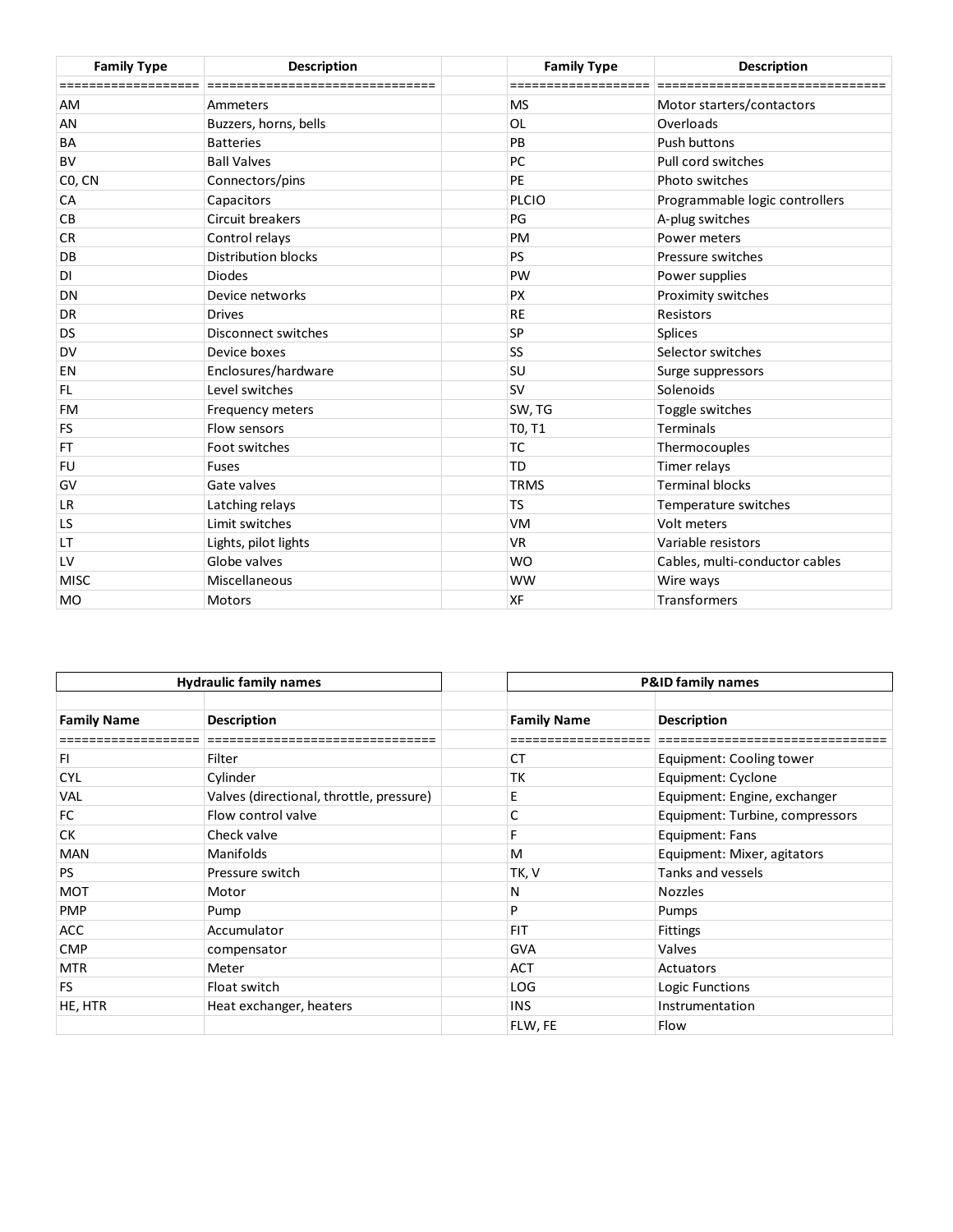| Family Type | Description |
| --- | --- |
| ================== | ============================== |
| AM | Ammeters |
| AN | Buzzers, horns, bells |
| BA | Batteries |
| BV | Ball Valves |
| C0, CN | Connectors/pins |
| CA | Capacitors |
| CB | Circuit breakers |
| CR | Control relays |
| DB | Distribution blocks |
| DI | Diodes |
| DN | Device networks |
| DR | Drives |
| DS | Disconnect switches |
| DV | Device boxes |
| EN | Enclosures/hardware |
| FL | Level switches |
| FM | Frequency meters |
| FS | Flow sensors |
| FT | Foot switches |
| FU | Fuses |
| GV | Gate valves |
| LR | Latching relays |
| LS | Limit switches |
| LT | Lights, pilot lights |
| LV | Globe valves |
| MISC | Miscellaneous |
| MO | Motors |

| Family Type | Description |
| --- | --- |
| ================== | ============================== |
| MS | Motor starters/contactors |
| OL | Overloads |
| PB | Push buttons |
| PC | Pull cord switches |
| PE | Photo switches |
| PLCIO | Programmable logic controllers |
| PG | A-plug switches |
| PM | Power meters |
| PS | Pressure switches |
| PW | Power supplies |
| PX | Proximity switches |
| RE | Resistors |
| SP | Splices |
| SS | Selector switches |
| SU | Surge suppressors |
| SV | Solenoids |
| SW, TG | Toggle switches |
| T0, T1 | Terminals |
| TC | Thermocouples |
| TD | Timer relays |
| TRMS | Terminal blocks |
| TS | Temperature switches |
| VM | Volt meters |
| VR | Variable resistors |
| WO | Cables, multi-conductor cables |
| WW | Wire ways |
| XF | Transformers |

| Hydraulic family names | |
| --- | --- |
| **Family Name** | **Description** |
| ================== | ============================== |
| FI | Filter |
| CYL | Cylinder |
| VAL | Valves (directional, throttle, pressure) |
| FC | Flow control valve |
| CK | Check valve |
| MAN | Manifolds |
| PS | Pressure switch |
| MOT | Motor |
| PMP | Pump |
| ACC | Accumulator |
| CMP | compensator |
| MTR | Meter |
| FS | Float switch |
| HE, HTR | Heat exchanger, heaters |

| P&ID family names | |
| --- | --- |
| **Family Name** | **Description** |
| ================== | ============================== |
| CT | Equipment: Cooling tower |
| TK | Equipment: Cyclone |
| E | Equipment: Engine, exchanger |
| C | Equipment: Turbine, compressors |
| F | Equipment: Fans |
| M | Equipment: Mixer, agitators |
| TK, V | Tanks and vessels |
| N | Nozzles |
| P | Pumps |
| FIT | Fittings |
| GVA | Valves |
| ACT | Actuators |
| LOG | Logic Functions |
| INS | Instrumentation |
| FLW, FE | Flow |